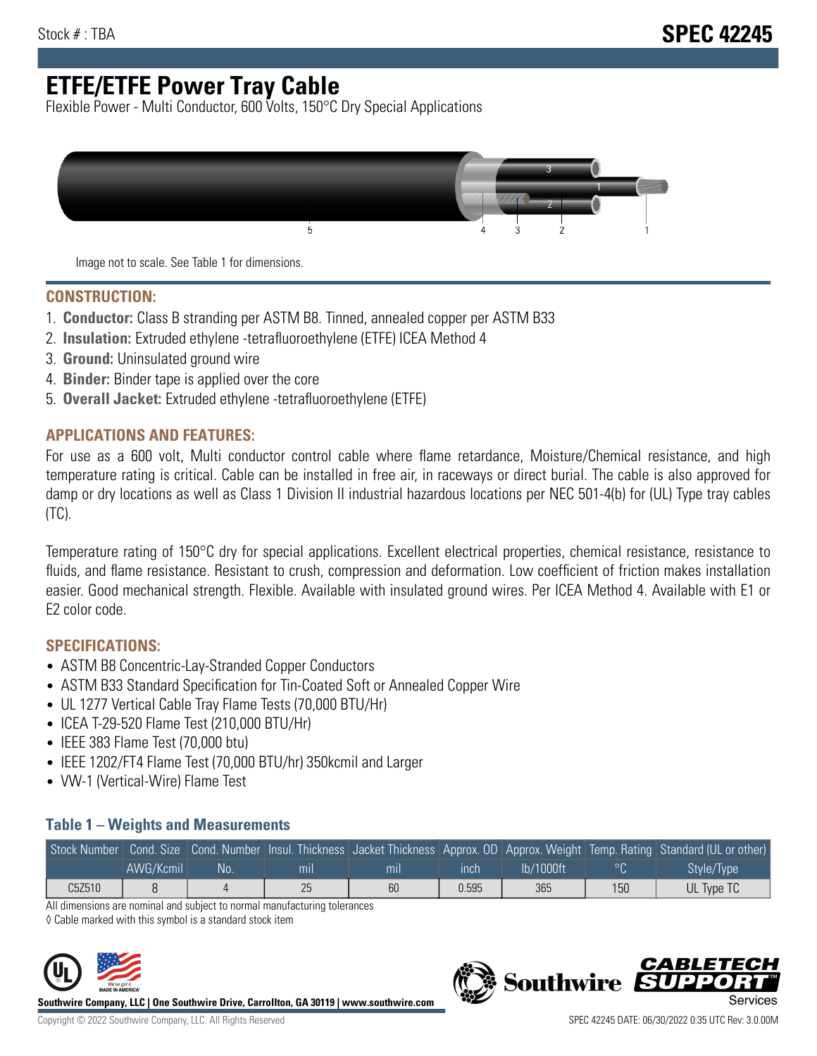Stock # : TBA

# SPEC 42245

# ETFE/ETFE Power Tray Cable

Flexible Power - Multi Conductor, 600 Volts, 150°C Dry Special Applications

Image not to scale. See Table 1 for dimensions.

## CONSTRUCTION:

1. **Conductor:** Class B stranding per ASTM B8. Tinned, annealed copper per ASTM B33
2. **Insulation:** Extruded ethylene -tetrafluoroethylene (ETFE) ICEA Method 4
3. **Ground:** Uninsulated ground wire
4. **Binder:** Binder tape is applied over the core
5. **Overall Jacket:** Extruded ethylene -tetrafluoroethylene (ETFE)

## APPLICATIONS AND FEATURES:

For use as a 600 volt, Multi conductor control cable where flame retardance, Moisture/Chemical resistance, and high temperature rating is critical. Cable can be installed in free air, in raceways or direct burial. The cable is also approved for damp or dry locations as well as Class 1 Division II industrial hazardous locations per NEC 501-4(b) for (UL) Type tray cables (TC).

Temperature rating of 150°C dry for special applications. Excellent electrical properties, chemical resistance, resistance to fluids, and flame resistance. Resistant to crush, compression and deformation. Low coefficient of friction makes installation easier. Good mechanical strength. Flexible. Available with insulated ground wires. Per ICEA Method 4. Available with E1 or E2 color code.

## SPECIFICATIONS:

- ASTM B8 Concentric-Lay-Stranded Copper Conductors
- ASTM B33 Standard Specification for Tin-Coated Soft or Annealed Copper Wire
- UL 1277 Vertical Cable Tray Flame Tests (70,000 BTU/Hr)
- ICEA T-29-520 Flame Test (210,000 BTU/Hr)
- IEEE 383 Flame Test (70,000 btu)
- IEEE 1202/FT4 Flame Test (70,000 BTU/hr) 350kcmil and Larger
- VW-1 (Vertical-Wire) Flame Test

### Table 1 – Weights and Measurements

| Stock Number | Cond. Size | Cond. Number | Insul. Thickness | Jacket Thickness | Approx. OD | Approx. Weight | Temp. Rating | Standard (UL or other) |
|---|---|---|---|---|---|---|---|---|
| | AWG/Kcmil | No. | mil | mil | inch | lb/1000ft | °C | Style/Type |
| C5Z510 | 8 | 4 | 25 | 60 | 0.595 | 365 | 150 | UL Type TC |

All dimensions are nominal and subject to normal manufacturing tolerances

◊ Cable marked with this symbol is a standard stock item

Southwire Company, LLC | One Southwire Drive, Carrollton, GA 30119 | www.southwire.com

Copyright © 2022 Southwire Company, LLC. All Rights Reserved

SPEC 42245 DATE: 06/30/2022 0:35 UTC Rev: 3.0.00M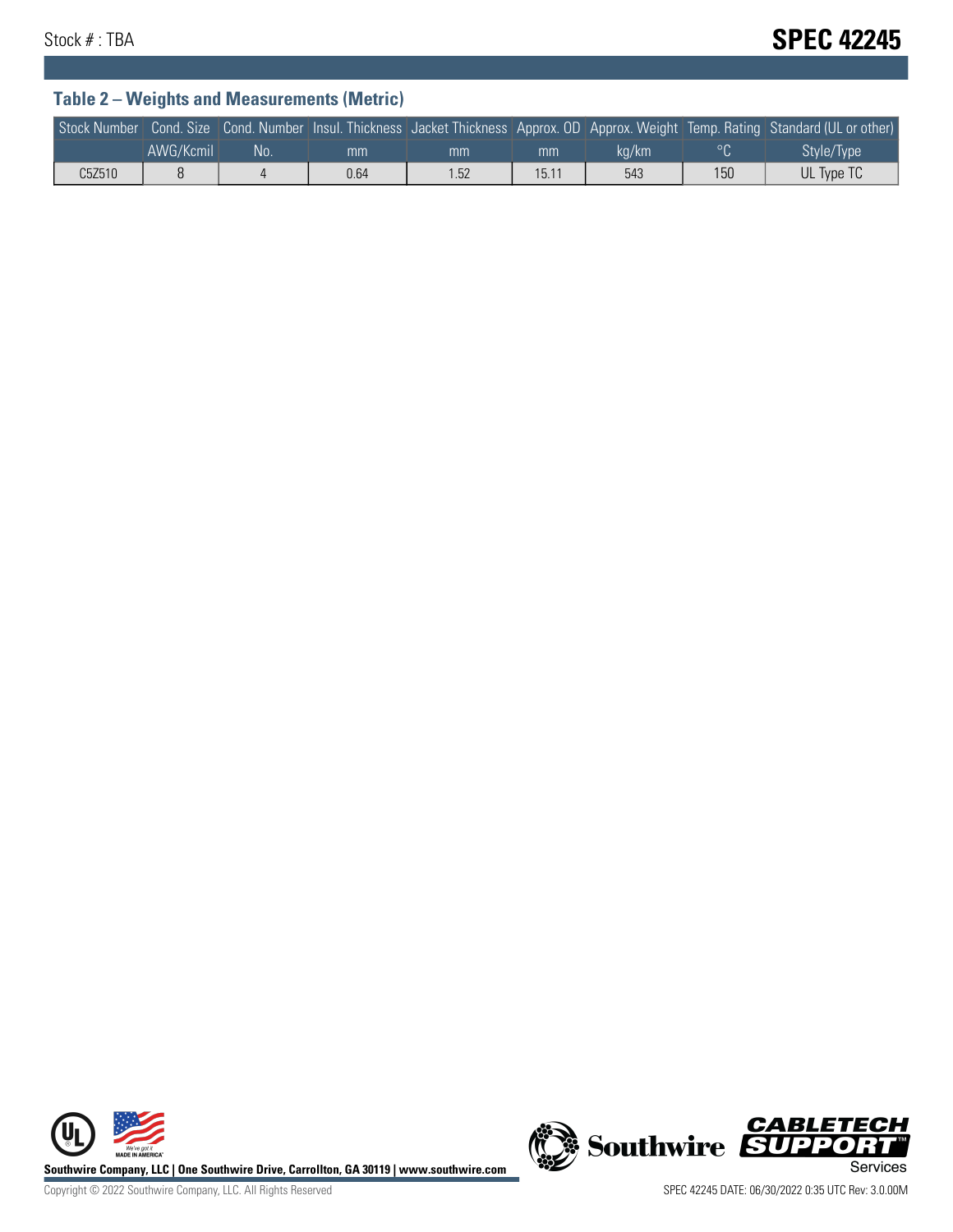## Table 2 – Weights and Measurements (Metric)

| Stock Number | Cond. Size | Cond. Number | Insul. Thickness | Jacket Thickness | Approx. OD | Approx. Weight | Temp. Rating | Standard (UL or other) |
|---|---|---|---|---|---|---|---|---|
| | AWG/Kcmil | No. | mm | mm | mm | kg/km | °C | Style/Type |
| C5Z510 | 8 | 4 | 0.64 | 1.52 | 15.11 | 543 | 150 | UL Type TC |